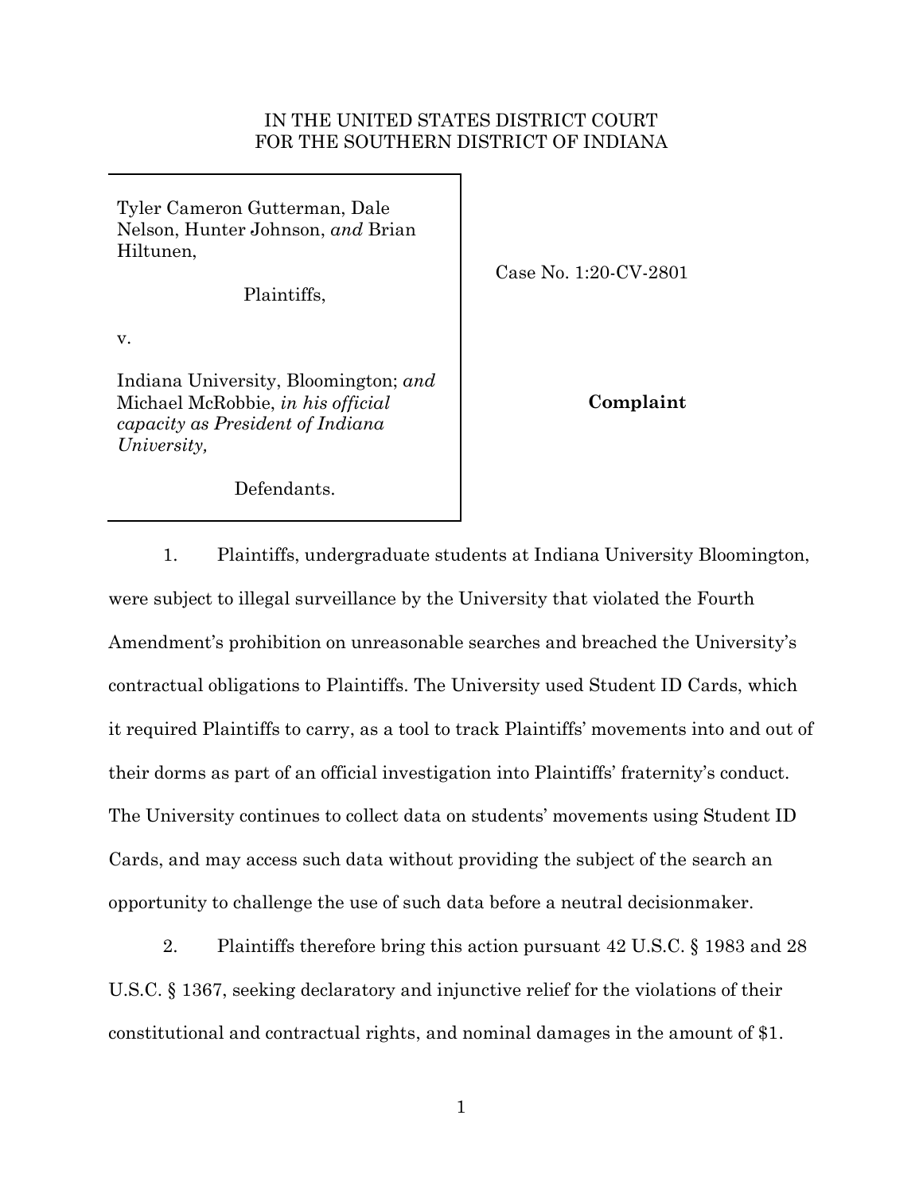IN THE UNITED STATES DISTRICT COURT
FOR THE SOUTHERN DISTRICT OF INDIANA

Tyler Cameron Gutterman, Dale Nelson, Hunter Johnson, *and* Brian Hiltunen,

Plaintiffs,

v.

Indiana University, Bloomington; *and* Michael McRobbie, *in his official capacity as President of Indiana University,*

Defendants.

Case No. 1:20-CV-2801

**Complaint**

1. Plaintiffs, undergraduate students at Indiana University Bloomington, were subject to illegal surveillance by the University that violated the Fourth Amendment's prohibition on unreasonable searches and breached the University's contractual obligations to Plaintiffs. The University used Student ID Cards, which it required Plaintiffs to carry, as a tool to track Plaintiffs' movements into and out of their dorms as part of an official investigation into Plaintiffs' fraternity's conduct. The University continues to collect data on students' movements using Student ID Cards, and may access such data without providing the subject of the search an opportunity to challenge the use of such data before a neutral decisionmaker.

2. Plaintiffs therefore bring this action pursuant 42 U.S.C. § 1983 and 28 U.S.C. § 1367, seeking declaratory and injunctive relief for the violations of their constitutional and contractual rights, and nominal damages in the amount of $1.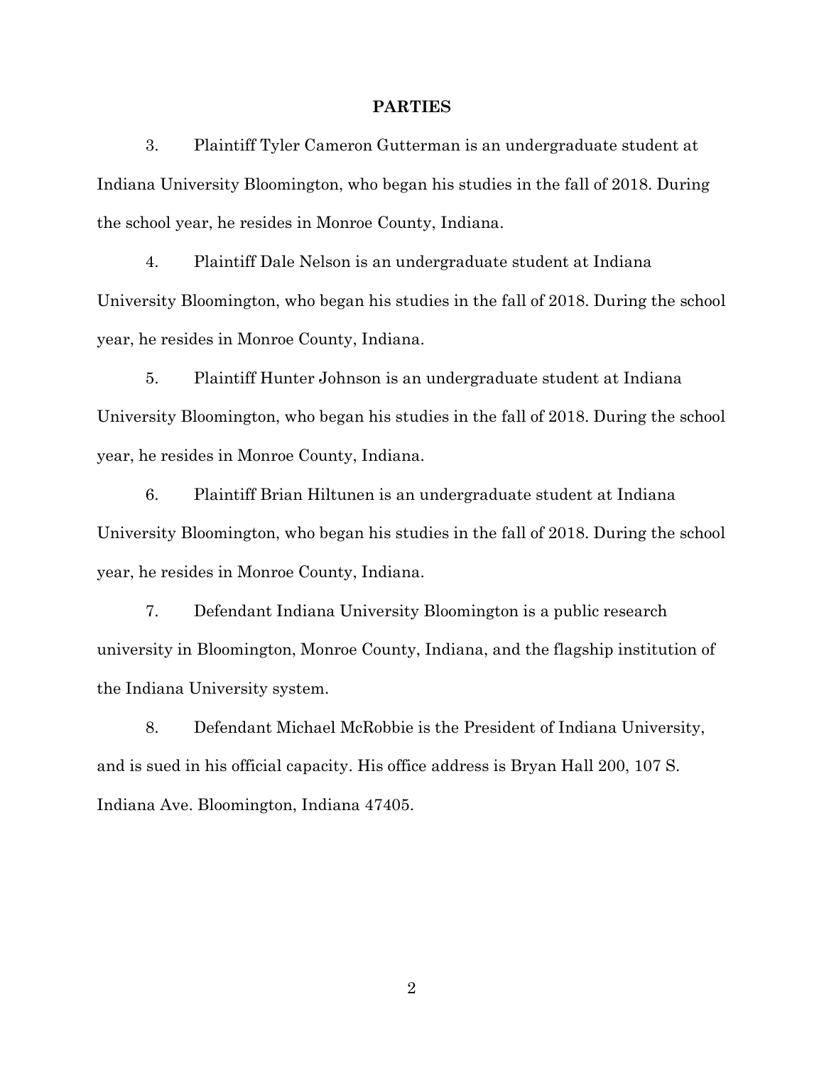## PARTIES

3. Plaintiff Tyler Cameron Gutterman is an undergraduate student at Indiana University Bloomington, who began his studies in the fall of 2018. During the school year, he resides in Monroe County, Indiana.

4. Plaintiff Dale Nelson is an undergraduate student at Indiana University Bloomington, who began his studies in the fall of 2018. During the school year, he resides in Monroe County, Indiana.

5. Plaintiff Hunter Johnson is an undergraduate student at Indiana University Bloomington, who began his studies in the fall of 2018. During the school year, he resides in Monroe County, Indiana.

6. Plaintiff Brian Hiltunen is an undergraduate student at Indiana University Bloomington, who began his studies in the fall of 2018. During the school year, he resides in Monroe County, Indiana.

7. Defendant Indiana University Bloomington is a public research university in Bloomington, Monroe County, Indiana, and the flagship institution of the Indiana University system.

8. Defendant Michael McRobbie is the President of Indiana University, and is sued in his official capacity. His office address is Bryan Hall 200, 107 S. Indiana Ave. Bloomington, Indiana 47405.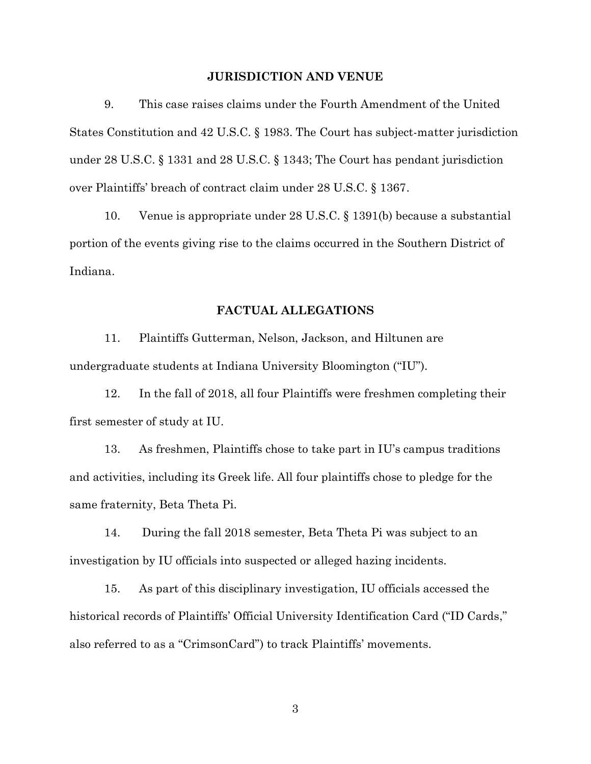## JURISDICTION AND VENUE

9. This case raises claims under the Fourth Amendment of the United States Constitution and 42 U.S.C. § 1983. The Court has subject-matter jurisdiction under 28 U.S.C. § 1331 and 28 U.S.C. § 1343; The Court has pendant jurisdiction over Plaintiffs' breach of contract claim under 28 U.S.C. § 1367.

10. Venue is appropriate under 28 U.S.C. § 1391(b) because a substantial portion of the events giving rise to the claims occurred in the Southern District of Indiana.

## FACTUAL ALLEGATIONS

11. Plaintiffs Gutterman, Nelson, Jackson, and Hiltunen are undergraduate students at Indiana University Bloomington ("IU").

12. In the fall of 2018, all four Plaintiffs were freshmen completing their first semester of study at IU.

13. As freshmen, Plaintiffs chose to take part in IU's campus traditions and activities, including its Greek life. All four plaintiffs chose to pledge for the same fraternity, Beta Theta Pi.

14. During the fall 2018 semester, Beta Theta Pi was subject to an investigation by IU officials into suspected or alleged hazing incidents.

15. As part of this disciplinary investigation, IU officials accessed the historical records of Plaintiffs' Official University Identification Card ("ID Cards," also referred to as a "CrimsonCard") to track Plaintiffs' movements.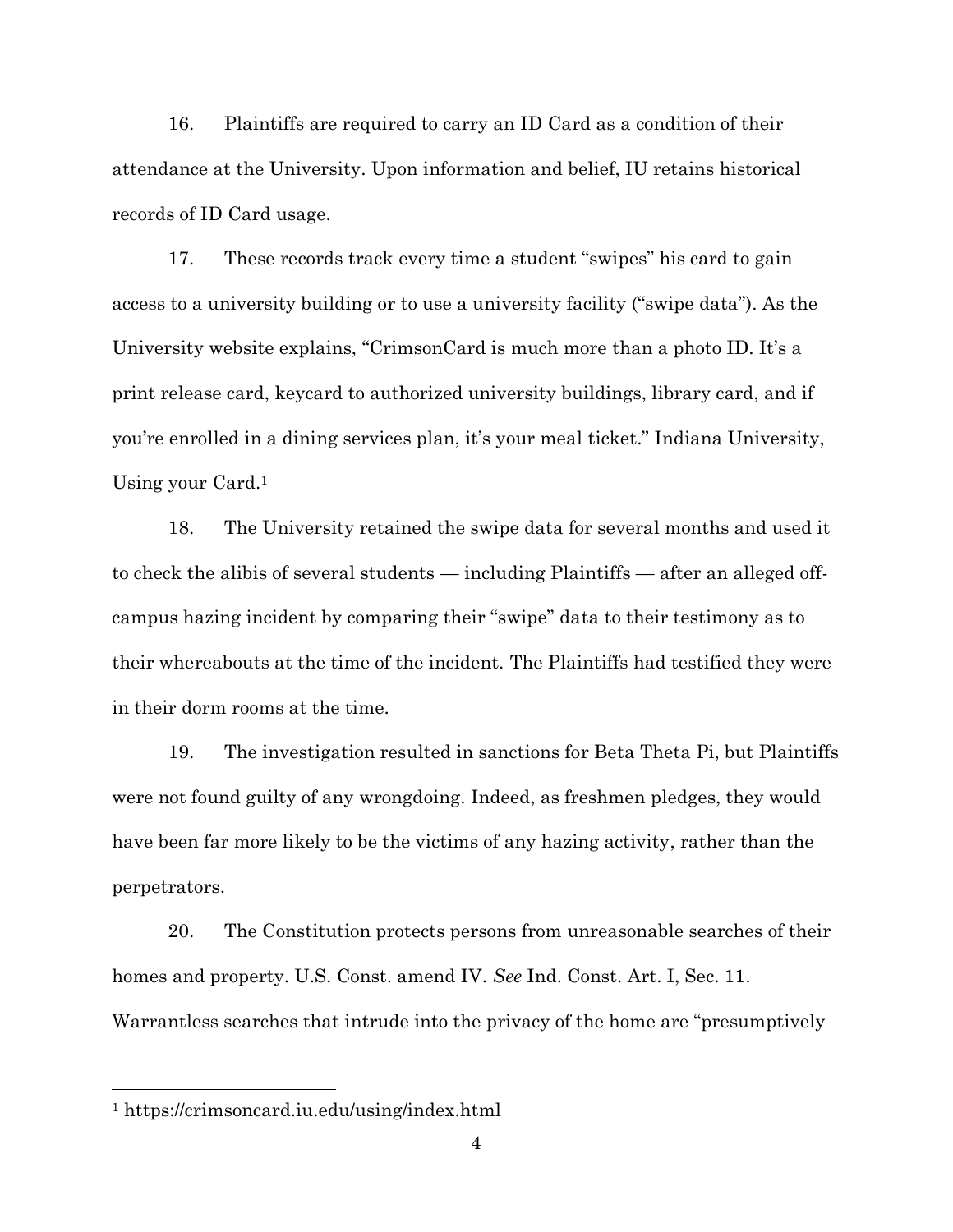16. Plaintiffs are required to carry an ID Card as a condition of their attendance at the University. Upon information and belief, IU retains historical records of ID Card usage.

17. These records track every time a student "swipes" his card to gain access to a university building or to use a university facility ("swipe data"). As the University website explains, "CrimsonCard is much more than a photo ID. It's a print release card, keycard to authorized university buildings, library card, and if you're enrolled in a dining services plan, it's your meal ticket." Indiana University, Using your Card.[1]

18. The University retained the swipe data for several months and used it to check the alibis of several students — including Plaintiffs — after an alleged off-campus hazing incident by comparing their "swipe" data to their testimony as to their whereabouts at the time of the incident. The Plaintiffs had testified they were in their dorm rooms at the time.

19. The investigation resulted in sanctions for Beta Theta Pi, but Plaintiffs were not found guilty of any wrongdoing. Indeed, as freshmen pledges, they would have been far more likely to be the victims of any hazing activity, rather than the perpetrators.

20. The Constitution protects persons from unreasonable searches of their homes and property. U.S. Const. amend IV. *See* Ind. Const. Art. I, Sec. 11. Warrantless searches that intrude into the privacy of the home are "presumptively

---

[1] https://crimsoncard.iu.edu/using/index.html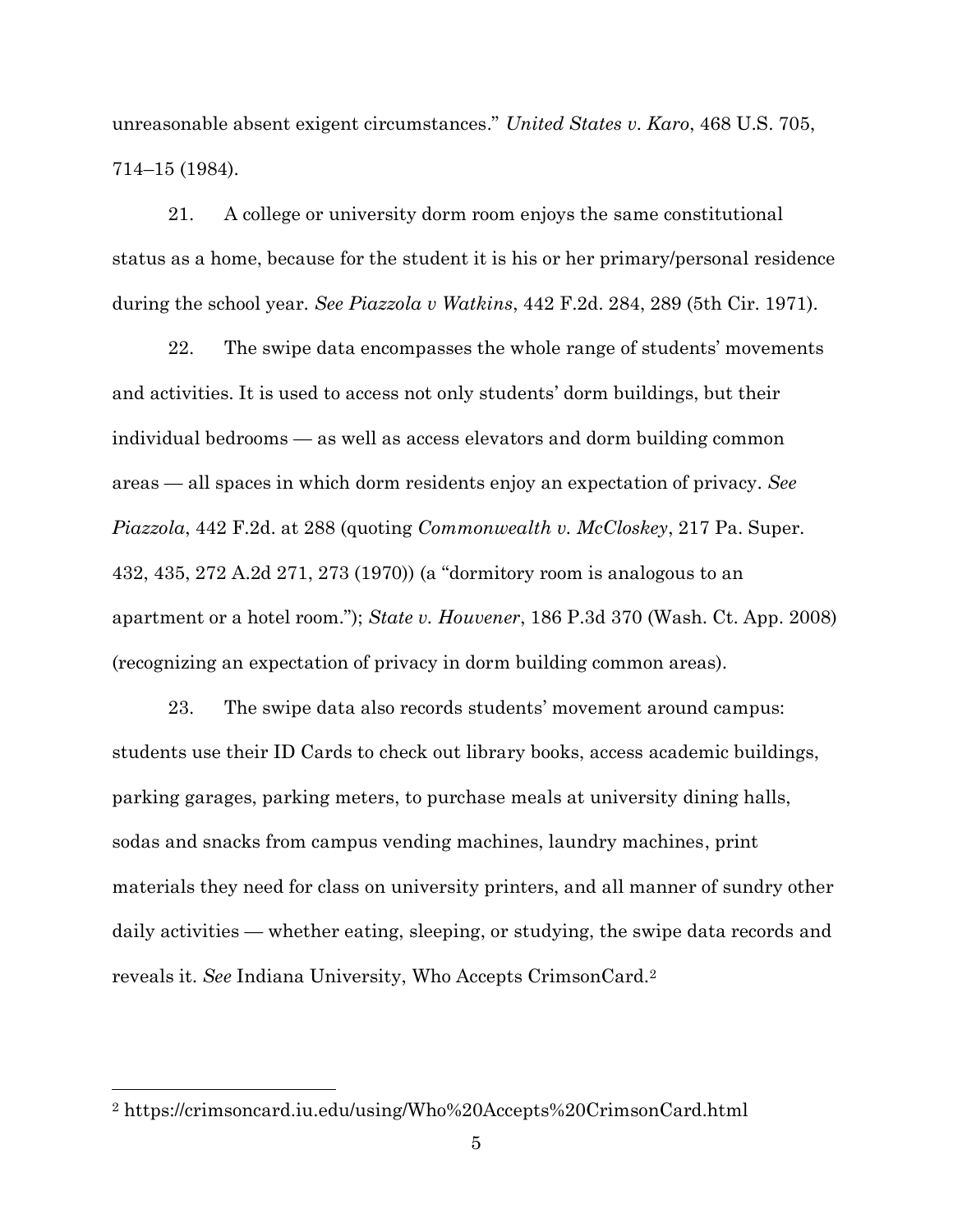unreasonable absent exigent circumstances." *United States v. Karo*, 468 U.S. 705, 714–15 (1984).

21. A college or university dorm room enjoys the same constitutional status as a home, because for the student it is his or her primary/personal residence during the school year. *See Piazzola v Watkins*, 442 F.2d. 284, 289 (5th Cir. 1971).

22. The swipe data encompasses the whole range of students' movements and activities. It is used to access not only students' dorm buildings, but their individual bedrooms — as well as access elevators and dorm building common areas — all spaces in which dorm residents enjoy an expectation of privacy. *See Piazzola*, 442 F.2d. at 288 (quoting *Commonwealth v. McCloskey*, 217 Pa. Super. 432, 435, 272 A.2d 271, 273 (1970)) (a "dormitory room is analogous to an apartment or a hotel room."); *State v. Houvener*, 186 P.3d 370 (Wash. Ct. App. 2008) (recognizing an expectation of privacy in dorm building common areas).

23. The swipe data also records students' movement around campus: students use their ID Cards to check out library books, access academic buildings, parking garages, parking meters, to purchase meals at university dining halls, sodas and snacks from campus vending machines, laundry machines, print materials they need for class on university printers, and all manner of sundry other daily activities — whether eating, sleeping, or studying, the swipe data records and reveals it. *See* Indiana University, Who Accepts CrimsonCard.[2]

---

[2] https://crimsoncard.iu.edu/using/Who%20Accepts%20CrimsonCard.html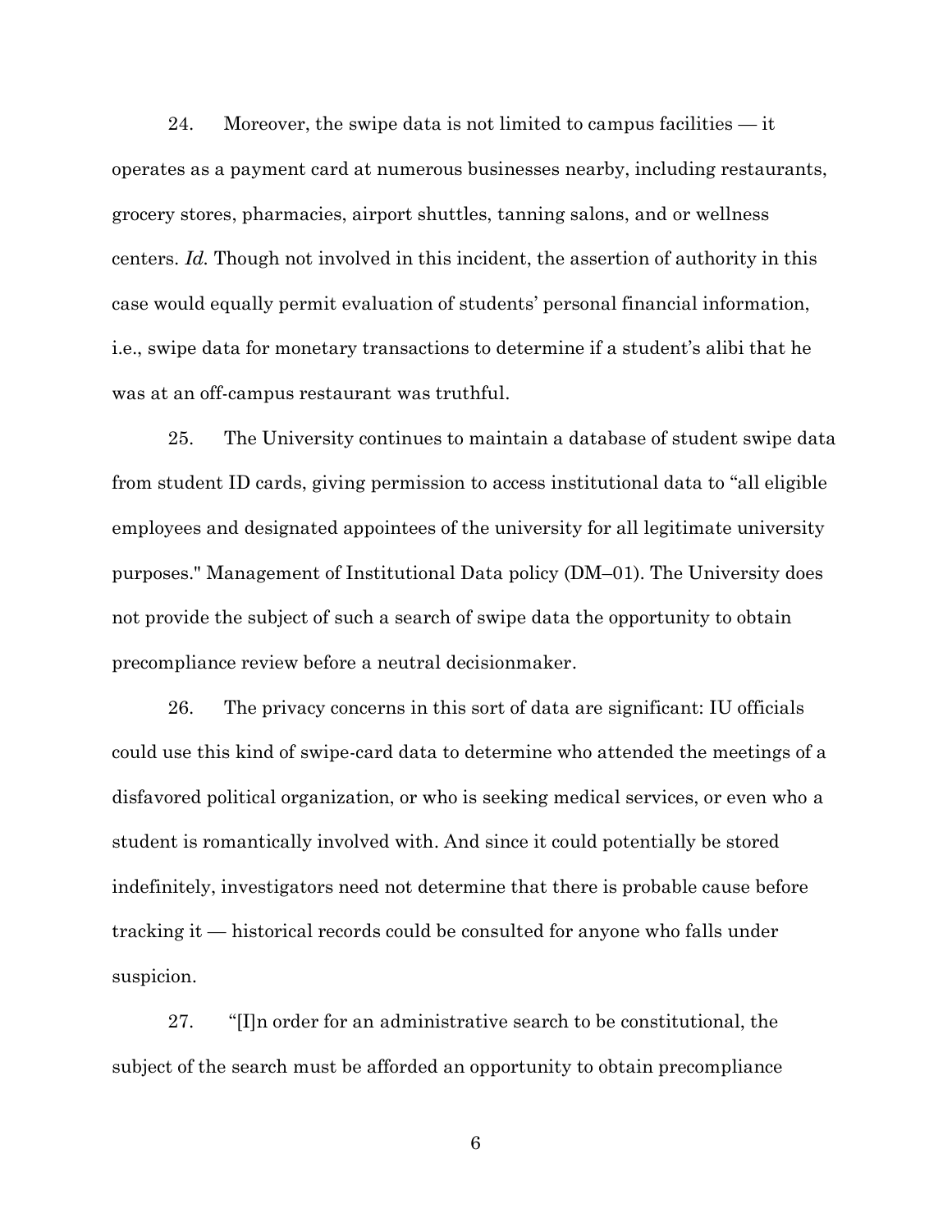24. Moreover, the swipe data is not limited to campus facilities — it operates as a payment card at numerous businesses nearby, including restaurants, grocery stores, pharmacies, airport shuttles, tanning salons, and or wellness centers. *Id.* Though not involved in this incident, the assertion of authority in this case would equally permit evaluation of students' personal financial information, i.e., swipe data for monetary transactions to determine if a student's alibi that he was at an off-campus restaurant was truthful.

25. The University continues to maintain a database of student swipe data from student ID cards, giving permission to access institutional data to "all eligible employees and designated appointees of the university for all legitimate university purposes." Management of Institutional Data policy (DM–01). The University does not provide the subject of such a search of swipe data the opportunity to obtain precompliance review before a neutral decisionmaker.

26. The privacy concerns in this sort of data are significant: IU officials could use this kind of swipe-card data to determine who attended the meetings of a disfavored political organization, or who is seeking medical services, or even who a student is romantically involved with. And since it could potentially be stored indefinitely, investigators need not determine that there is probable cause before tracking it — historical records could be consulted for anyone who falls under suspicion.

27. "[I]n order for an administrative search to be constitutional, the subject of the search must be afforded an opportunity to obtain precompliance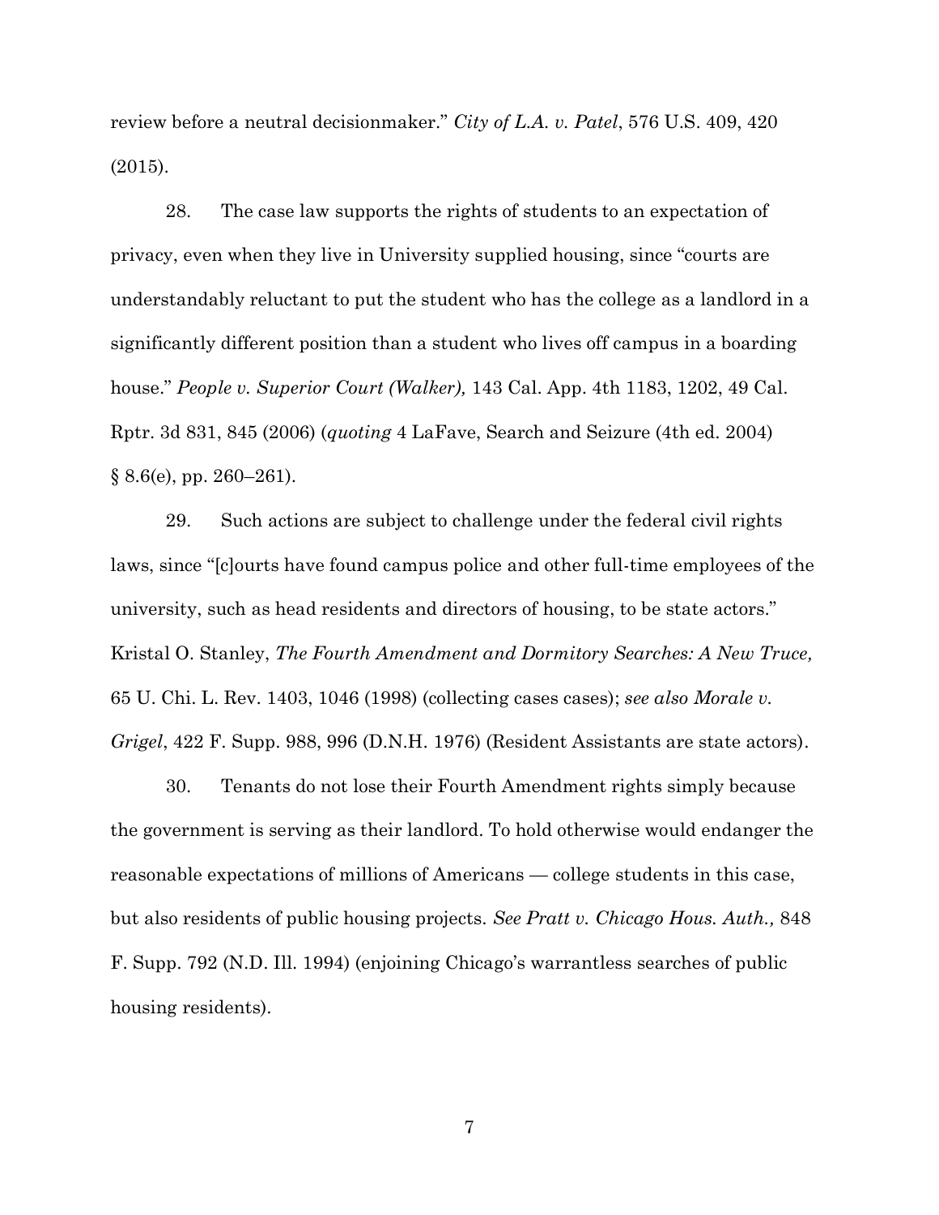review before a neutral decisionmaker." *City of L.A. v. Patel*, 576 U.S. 409, 420 (2015).

28. The case law supports the rights of students to an expectation of privacy, even when they live in University supplied housing, since "courts are understandably reluctant to put the student who has the college as a landlord in a significantly different position than a student who lives off campus in a boarding house." *People v. Superior Court (Walker),* 143 Cal. App. 4th 1183, 1202, 49 Cal. Rptr. 3d 831, 845 (2006) (*quoting* 4 LaFave, Search and Seizure (4th ed. 2004) § 8.6(e), pp. 260–261).

29. Such actions are subject to challenge under the federal civil rights laws, since "[c]ourts have found campus police and other full-time employees of the university, such as head residents and directors of housing, to be state actors." Kristal O. Stanley, *The Fourth Amendment and Dormitory Searches: A New Truce,* 65 U. Chi. L. Rev. 1403, 1046 (1998) (collecting cases cases); *see also Morale v. Grigel*, 422 F. Supp. 988, 996 (D.N.H. 1976) (Resident Assistants are state actors).

30. Tenants do not lose their Fourth Amendment rights simply because the government is serving as their landlord. To hold otherwise would endanger the reasonable expectations of millions of Americans — college students in this case, but also residents of public housing projects. *See Pratt v. Chicago Hous. Auth.,* 848 F. Supp. 792 (N.D. Ill. 1994) (enjoining Chicago's warrantless searches of public housing residents).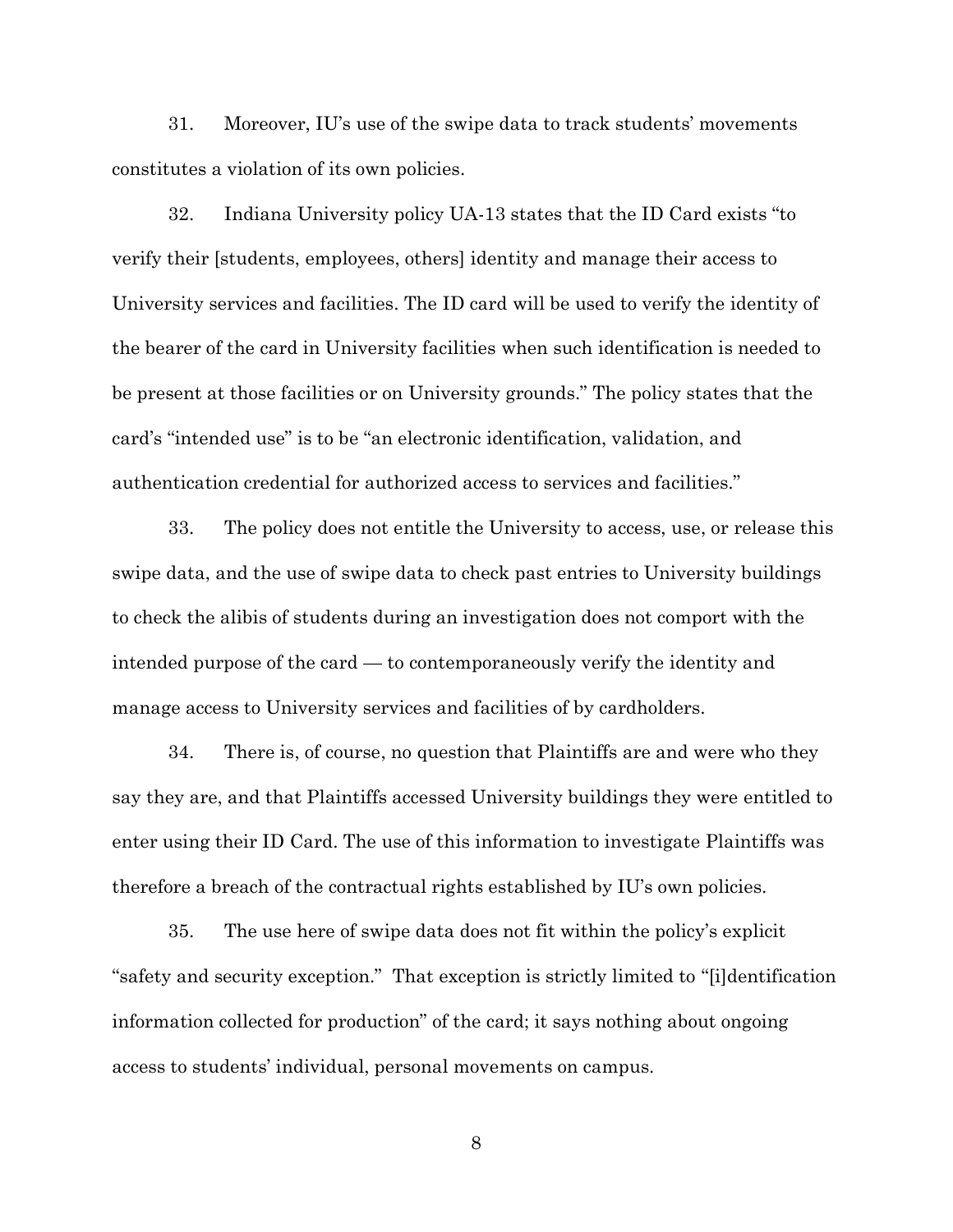31. Moreover, IU's use of the swipe data to track students' movements constitutes a violation of its own policies.

32. Indiana University policy UA-13 states that the ID Card exists "to verify their [students, employees, others] identity and manage their access to University services and facilities. The ID card will be used to verify the identity of the bearer of the card in University facilities when such identification is needed to be present at those facilities or on University grounds." The policy states that the card's "intended use" is to be "an electronic identification, validation, and authentication credential for authorized access to services and facilities."

33. The policy does not entitle the University to access, use, or release this swipe data, and the use of swipe data to check past entries to University buildings to check the alibis of students during an investigation does not comport with the intended purpose of the card — to contemporaneously verify the identity and manage access to University services and facilities of by cardholders.

34. There is, of course, no question that Plaintiffs are and were who they say they are, and that Plaintiffs accessed University buildings they were entitled to enter using their ID Card. The use of this information to investigate Plaintiffs was therefore a breach of the contractual rights established by IU's own policies.

35. The use here of swipe data does not fit within the policy's explicit "safety and security exception." That exception is strictly limited to "[i]dentification information collected for production" of the card; it says nothing about ongoing access to students' individual, personal movements on campus.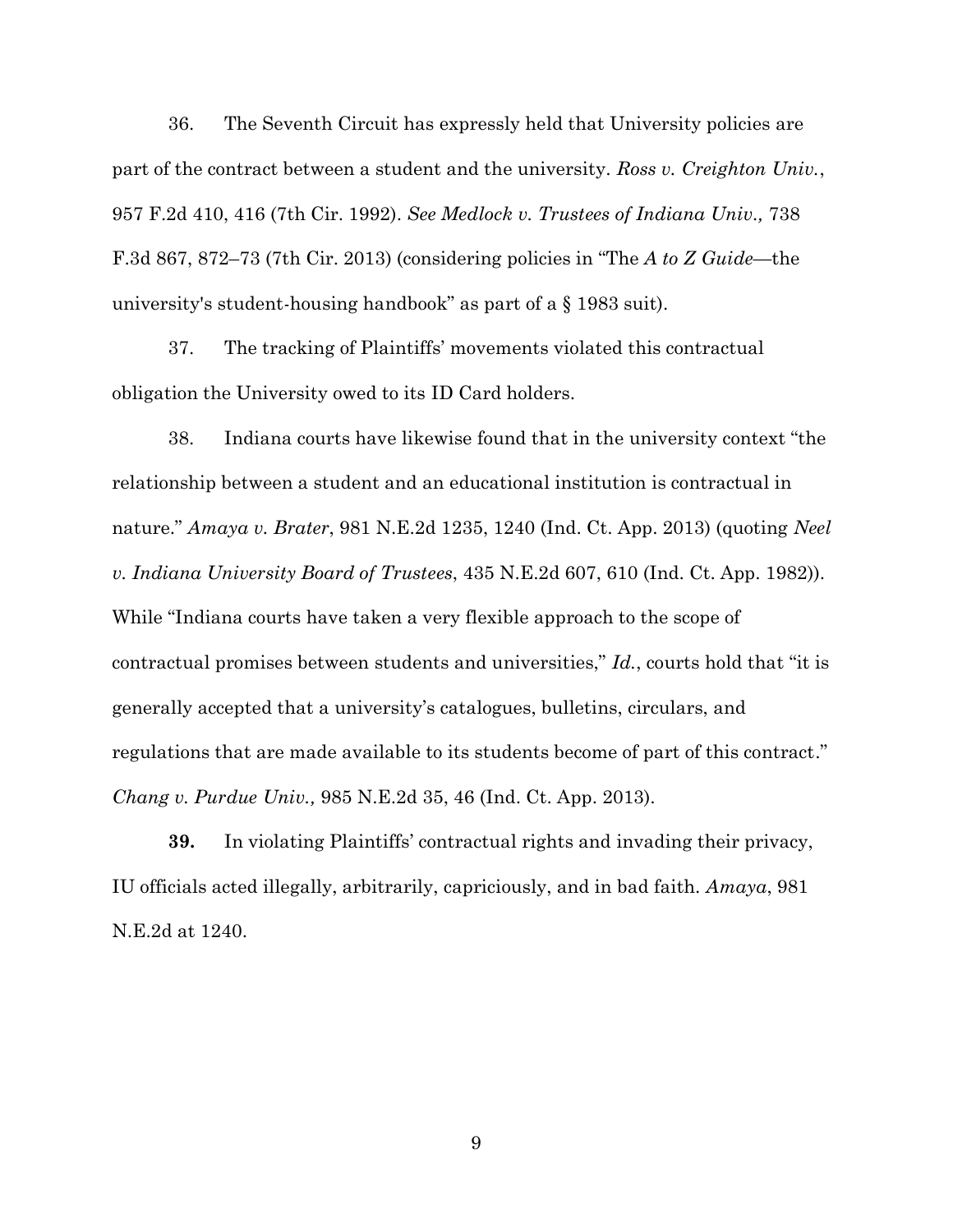36. The Seventh Circuit has expressly held that University policies are part of the contract between a student and the university. *Ross v. Creighton Univ.*, 957 F.2d 410, 416 (7th Cir. 1992). *See Medlock v. Trustees of Indiana Univ.,* 738 F.3d 867, 872–73 (7th Cir. 2013) (considering policies in "The *A to Z Guide*—the university's student-housing handbook" as part of a § 1983 suit).

37. The tracking of Plaintiffs' movements violated this contractual obligation the University owed to its ID Card holders.

38. Indiana courts have likewise found that in the university context "the relationship between a student and an educational institution is contractual in nature." *Amaya v. Brater*, 981 N.E.2d 1235, 1240 (Ind. Ct. App. 2013) (quoting *Neel v. Indiana University Board of Trustees*, 435 N.E.2d 607, 610 (Ind. Ct. App. 1982)). While "Indiana courts have taken a very flexible approach to the scope of contractual promises between students and universities," *Id.*, courts hold that "it is generally accepted that a university's catalogues, bulletins, circulars, and regulations that are made available to its students become of part of this contract." *Chang v. Purdue Univ.,* 985 N.E.2d 35, 46 (Ind. Ct. App. 2013).

**39.** In violating Plaintiffs' contractual rights and invading their privacy, IU officials acted illegally, arbitrarily, capriciously, and in bad faith. *Amaya*, 981 N.E.2d at 1240.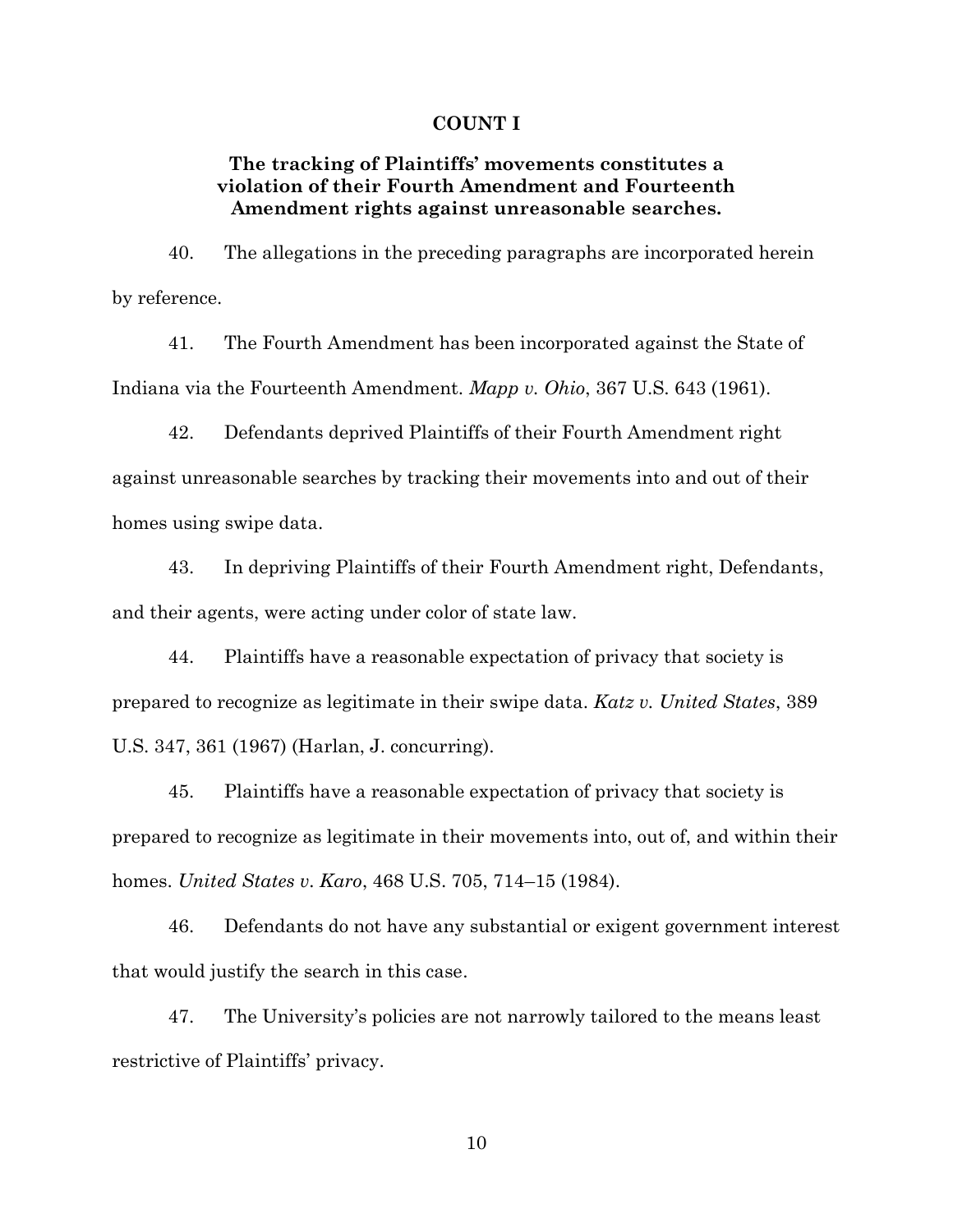## COUNT I

### The tracking of Plaintiffs' movements constitutes a violation of their Fourth Amendment and Fourteenth Amendment rights against unreasonable searches.

40. The allegations in the preceding paragraphs are incorporated herein by reference.

41. The Fourth Amendment has been incorporated against the State of Indiana via the Fourteenth Amendment. *Mapp v. Ohio*, 367 U.S. 643 (1961).

42. Defendants deprived Plaintiffs of their Fourth Amendment right against unreasonable searches by tracking their movements into and out of their homes using swipe data.

43. In depriving Plaintiffs of their Fourth Amendment right, Defendants, and their agents, were acting under color of state law.

44. Plaintiffs have a reasonable expectation of privacy that society is prepared to recognize as legitimate in their swipe data. *Katz v. United States*, 389 U.S. 347, 361 (1967) (Harlan, J. concurring).

45. Plaintiffs have a reasonable expectation of privacy that society is prepared to recognize as legitimate in their movements into, out of, and within their homes. *United States v. Karo*, 468 U.S. 705, 714–15 (1984).

46. Defendants do not have any substantial or exigent government interest that would justify the search in this case.

47. The University's policies are not narrowly tailored to the means least restrictive of Plaintiffs' privacy.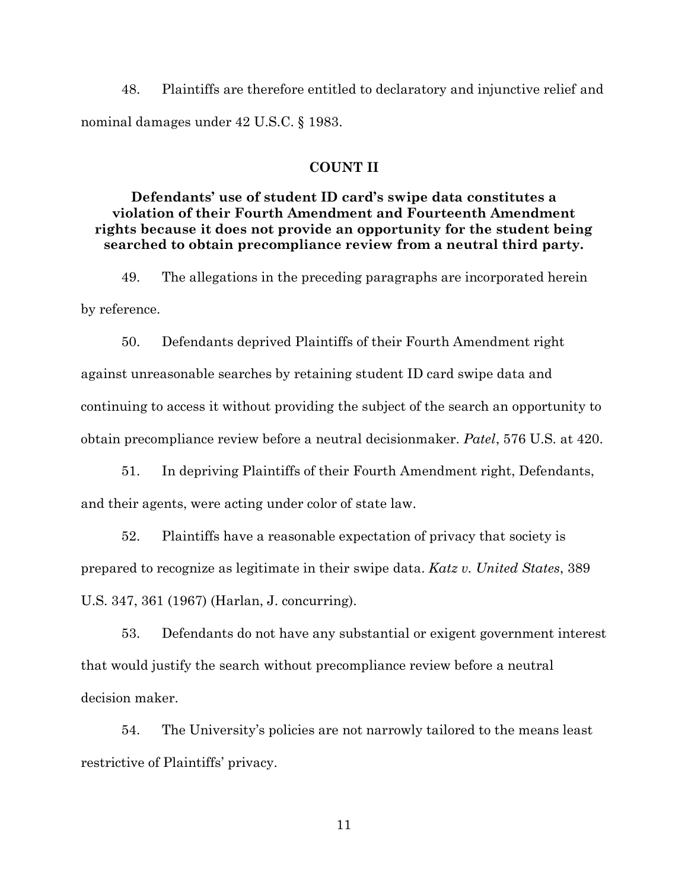48. Plaintiffs are therefore entitled to declaratory and injunctive relief and nominal damages under 42 U.S.C. § 1983.

## COUNT II

### Defendants' use of student ID card's swipe data constitutes a violation of their Fourth Amendment and Fourteenth Amendment rights because it does not provide an opportunity for the student being searched to obtain precompliance review from a neutral third party.

49. The allegations in the preceding paragraphs are incorporated herein by reference.

50. Defendants deprived Plaintiffs of their Fourth Amendment right against unreasonable searches by retaining student ID card swipe data and continuing to access it without providing the subject of the search an opportunity to obtain precompliance review before a neutral decisionmaker. *Patel*, 576 U.S. at 420.

51. In depriving Plaintiffs of their Fourth Amendment right, Defendants, and their agents, were acting under color of state law.

52. Plaintiffs have a reasonable expectation of privacy that society is prepared to recognize as legitimate in their swipe data. *Katz v. United States*, 389 U.S. 347, 361 (1967) (Harlan, J. concurring).

53. Defendants do not have any substantial or exigent government interest that would justify the search without precompliance review before a neutral decision maker.

54. The University's policies are not narrowly tailored to the means least restrictive of Plaintiffs' privacy.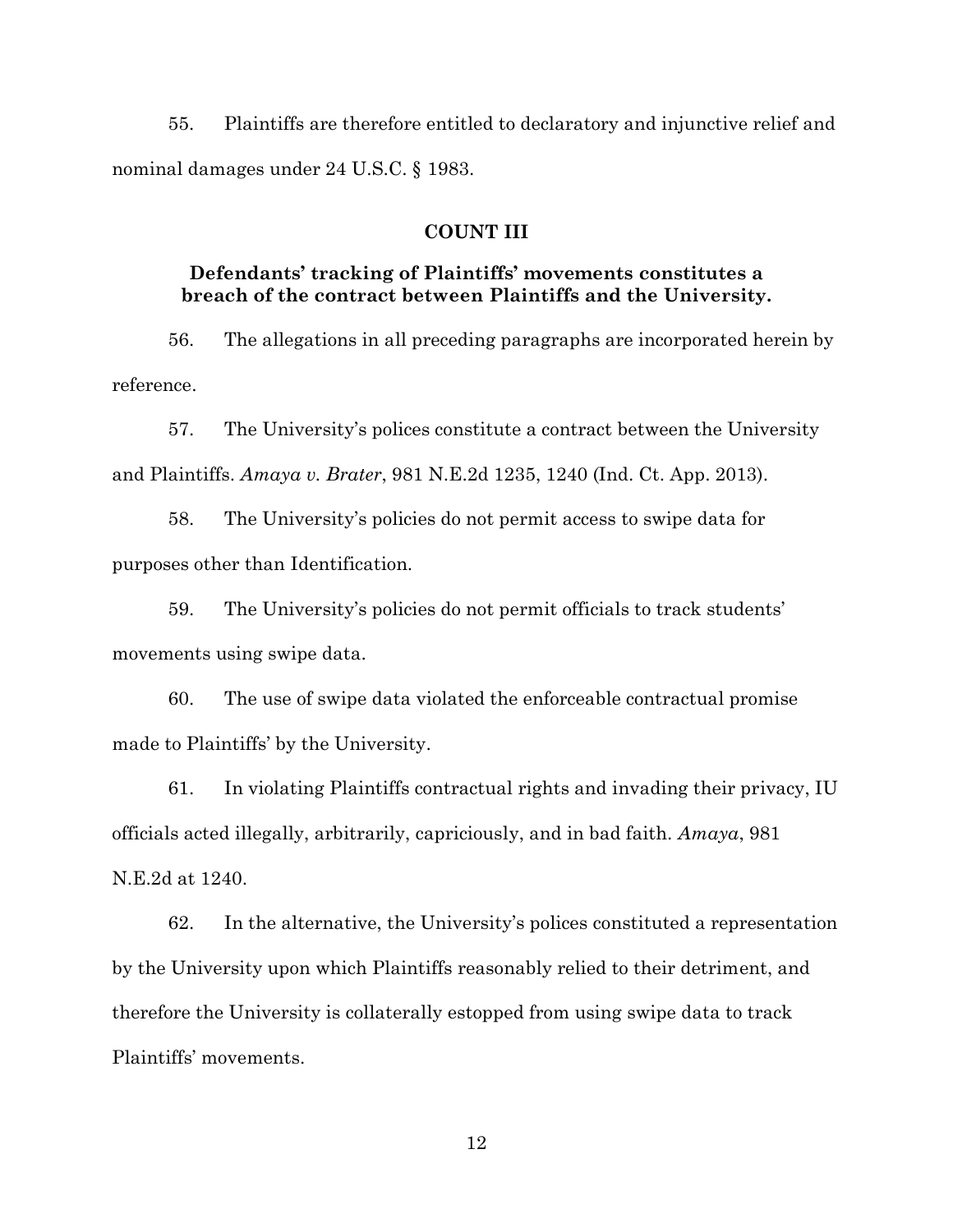55. Plaintiffs are therefore entitled to declaratory and injunctive relief and nominal damages under 24 U.S.C. § 1983.

**COUNT III**

**Defendants' tracking of Plaintiffs' movements constitutes a breach of the contract between Plaintiffs and the University.**

56. The allegations in all preceding paragraphs are incorporated herein by reference.

57. The University's polices constitute a contract between the University and Plaintiffs. *Amaya v. Brater*, 981 N.E.2d 1235, 1240 (Ind. Ct. App. 2013).

58. The University's policies do not permit access to swipe data for purposes other than Identification.

59. The University's policies do not permit officials to track students' movements using swipe data.

60. The use of swipe data violated the enforceable contractual promise made to Plaintiffs' by the University.

61. In violating Plaintiffs contractual rights and invading their privacy, IU officials acted illegally, arbitrarily, capriciously, and in bad faith. *Amaya*, 981 N.E.2d at 1240.

62. In the alternative, the University's polices constituted a representation by the University upon which Plaintiffs reasonably relied to their detriment, and therefore the University is collaterally estopped from using swipe data to track Plaintiffs' movements.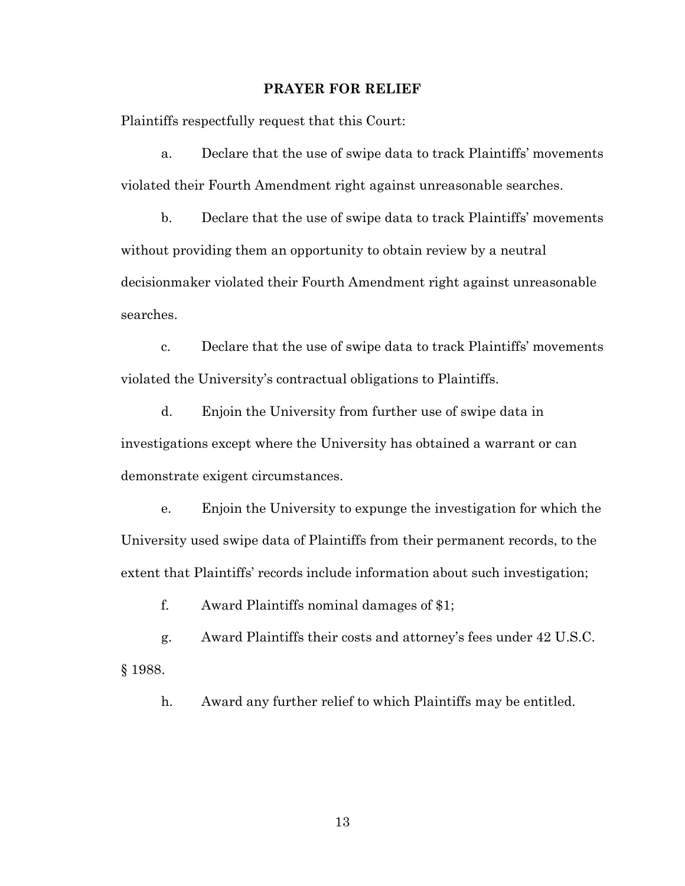## PRAYER FOR RELIEF

Plaintiffs respectfully request that this Court:

a. Declare that the use of swipe data to track Plaintiffs' movements violated their Fourth Amendment right against unreasonable searches.

b. Declare that the use of swipe data to track Plaintiffs' movements without providing them an opportunity to obtain review by a neutral decisionmaker violated their Fourth Amendment right against unreasonable searches.

c. Declare that the use of swipe data to track Plaintiffs' movements violated the University's contractual obligations to Plaintiffs.

d. Enjoin the University from further use of swipe data in investigations except where the University has obtained a warrant or can demonstrate exigent circumstances.

e. Enjoin the University to expunge the investigation for which the University used swipe data of Plaintiffs from their permanent records, to the extent that Plaintiffs' records include information about such investigation;

f. Award Plaintiffs nominal damages of $1;

g. Award Plaintiffs their costs and attorney's fees under 42 U.S.C. § 1988.

h. Award any further relief to which Plaintiffs may be entitled.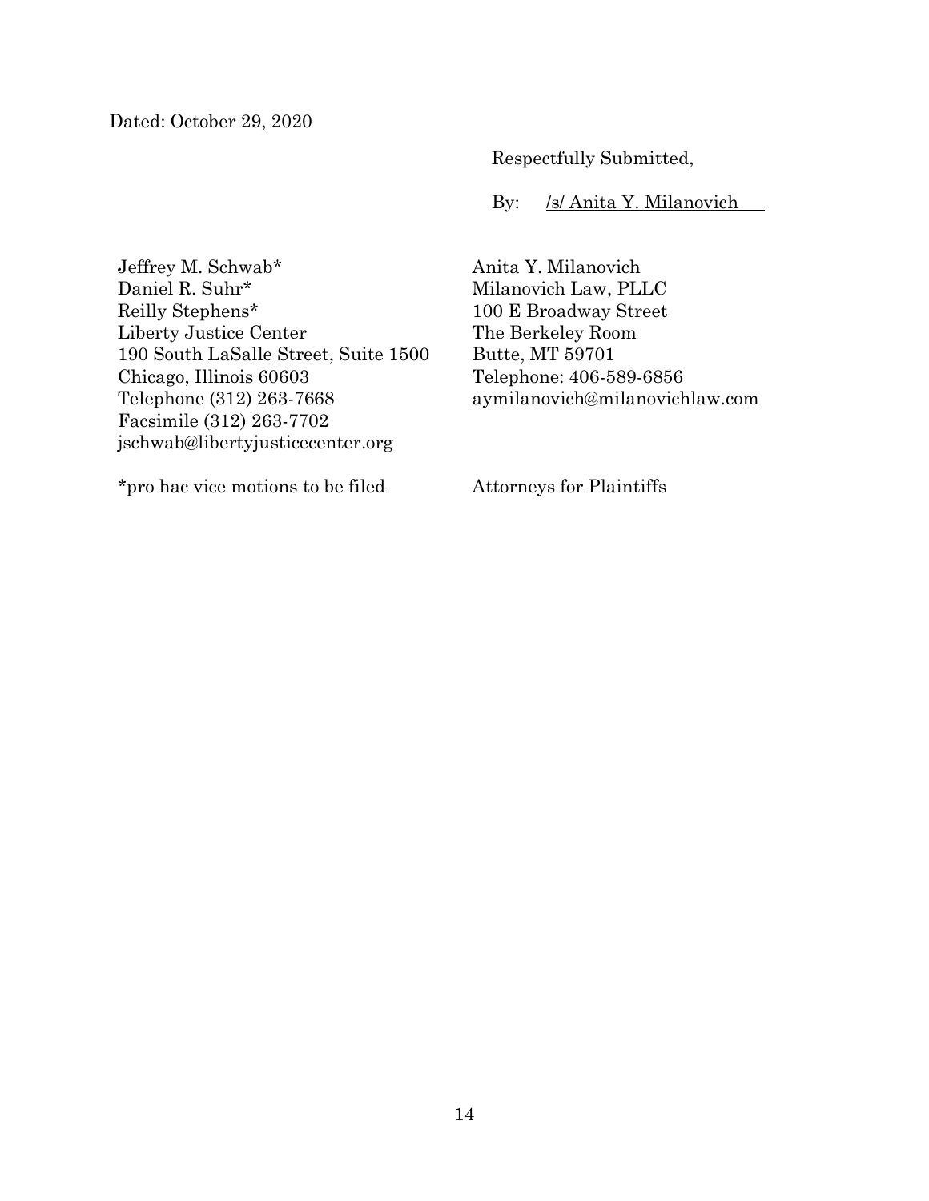Dated: October 29, 2020

Respectfully Submitted,

By: /s/ Anita Y. Milanovich

Jeffrey M. Schwab*
Daniel R. Suhr*
Reilly Stephens*
Liberty Justice Center
190 South LaSalle Street, Suite 1500
Chicago, Illinois 60603
Telephone (312) 263-7668
Facsimile (312) 263-7702
jschwab@libertyjusticecenter.org

*pro hac vice motions to be filed

Anita Y. Milanovich
Milanovich Law, PLLC
100 E Broadway Street
The Berkeley Room
Butte, MT 59701
Telephone: 406-589-6856
aymilanovich@milanovichlaw.com

Attorneys for Plaintiffs